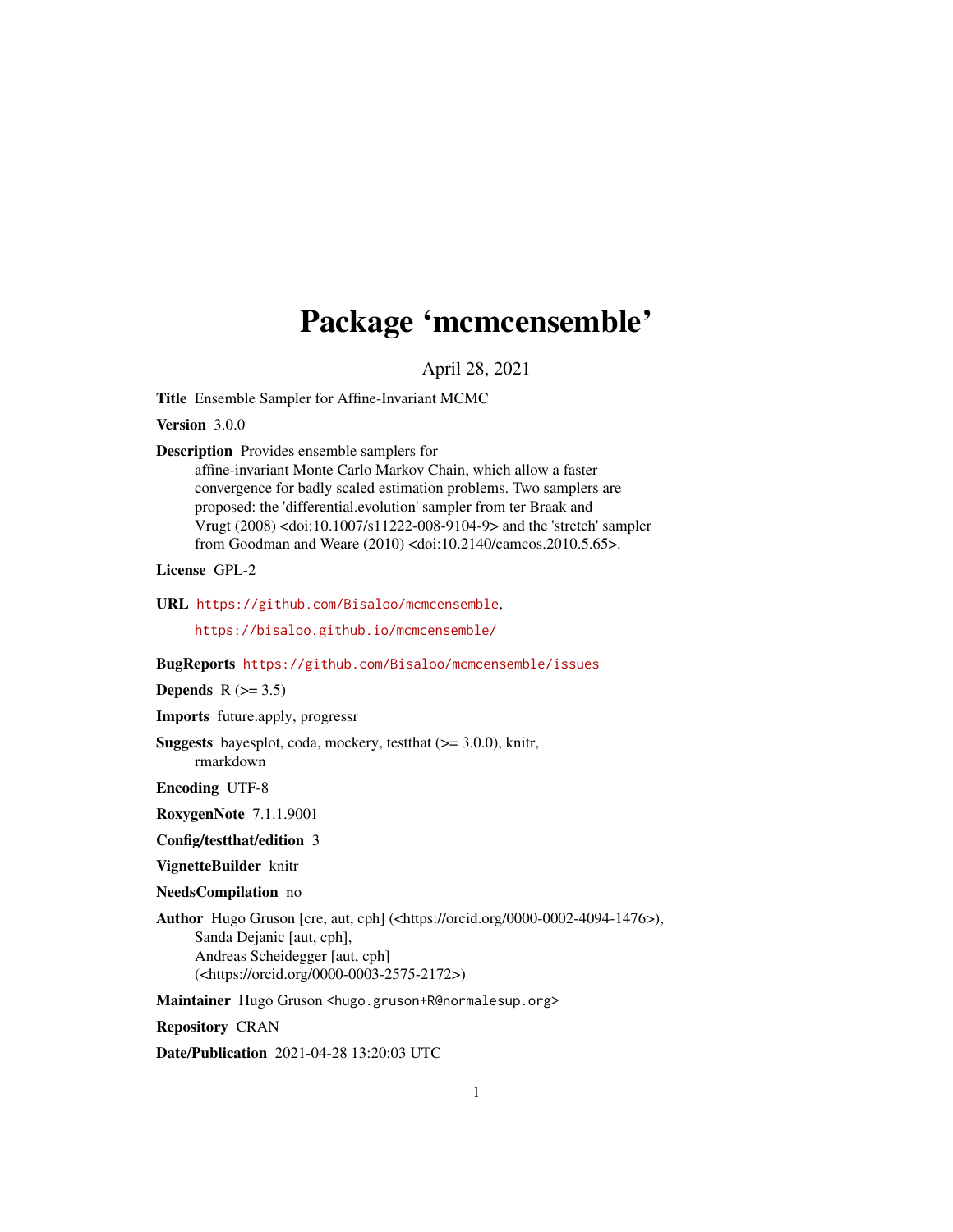# Package ‘mcmcensemble’

April 28, 2021

**Title** Ensemble Sampler for Affine-Invariant MCMC

**Version** 3.0.0

**Description** Provides ensemble samplers for affine-invariant Monte Carlo Markov Chain, which allow a faster convergence for badly scaled estimation problems. Two samplers are proposed: the 'differential.evolution' sampler from ter Braak and Vrugt (2008) <doi:10.1007/s11222-008-9104-9> and the 'stretch' sampler from Goodman and Weare (2010) <doi:10.2140/camcos.2010.5.65>.

**License** GPL-2

**URL** https://github.com/Bisaloo/mcmcensemble, https://bisaloo.github.io/mcmcensemble/

**BugReports** https://github.com/Bisaloo/mcmcensemble/issues

**Depends** R (>= 3.5)

**Imports** future.apply, progressr

**Suggests** bayesplot, coda, mockery, testthat (>= 3.0.0), knitr, rmarkdown

**Encoding** UTF-8

**RoxygenNote** 7.1.1.9001

**Config/testthat/edition** 3

**VignetteBuilder** knitr

**NeedsCompilation** no

**Author** Hugo Gruson [cre, aut, cph] (<https://orcid.org/0000-0002-4094-1476>), Sanda Dejanic [aut, cph], Andreas Scheidegger [aut, cph] (<https://orcid.org/0000-0003-2575-2172>)

**Maintainer** Hugo Gruson <hugo.gruson+R@normalesup.org>

**Repository** CRAN

**Date/Publication** 2021-04-28 13:20:03 UTC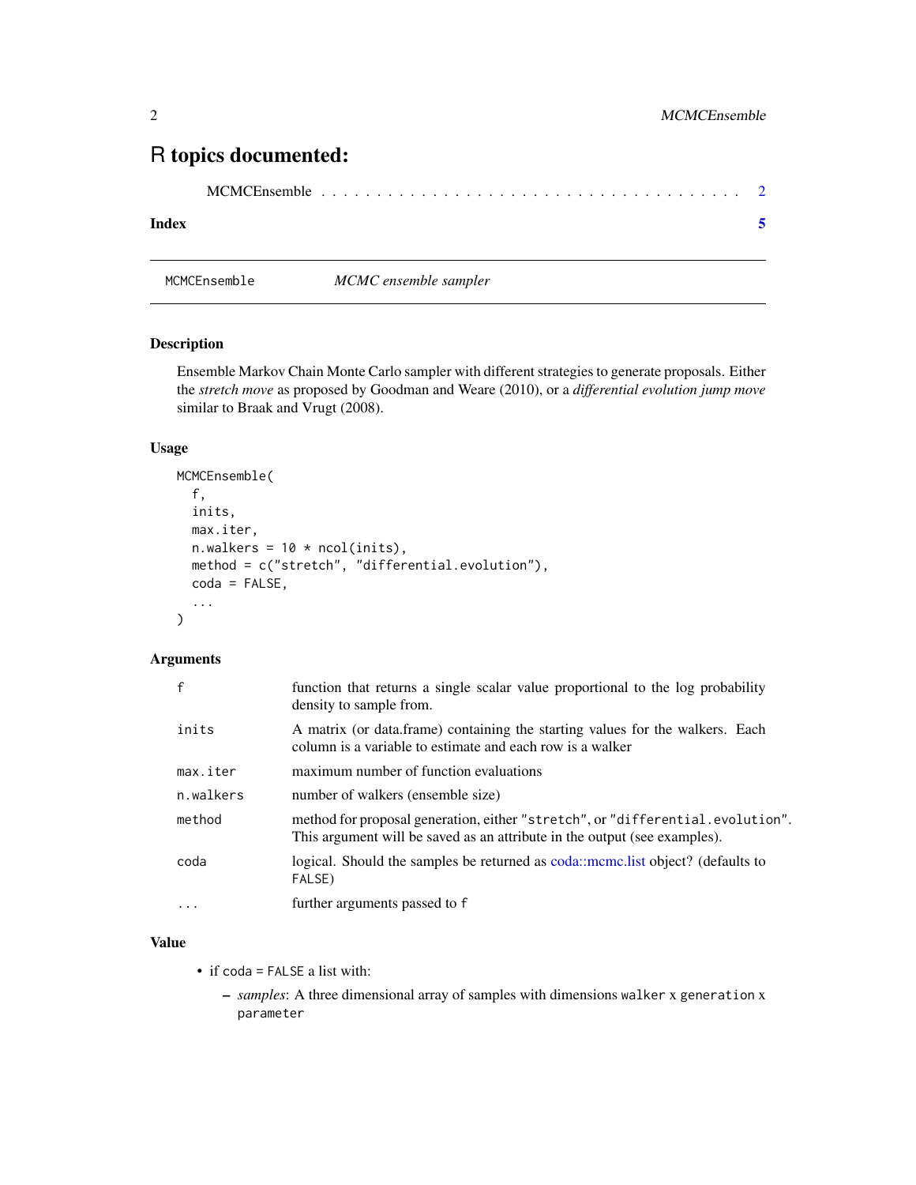# R topics documented:

MCMCEnsemble . . . . . . . . . . . . . . . . . . . . . . . . . . . . . . . . . . . . 2

**Index** 5

---

`MCMCEnsemble` *MCMC ensemble sampler*

---

## Description

Ensemble Markov Chain Monte Carlo sampler with different strategies to generate proposals. Either the *stretch move* as proposed by Goodman and Weare (2010), or a *differential evolution jump move* similar to Braak and Vrugt (2008).

## Usage

```
MCMCEnsemble(
  f,
  inits,
  max.iter,
  n.walkers = 10 * ncol(inits),
  method = c("stretch", "differential.evolution"),
  coda = FALSE,
  ...
)
```

## Arguments

| | |
|---|---|
| `f` | function that returns a single scalar value proportional to the log probability density to sample from. |
| `inits` | A matrix (or data.frame) containing the starting values for the walkers. Each column is a variable to estimate and each row is a walker |
| `max.iter` | maximum number of function evaluations |
| `n.walkers` | number of walkers (ensemble size) |
| `method` | method for proposal generation, either `"stretch"`, or `"differential.evolution"`. This argument will be saved as an attribute in the output (see examples). |
| `coda` | logical. Should the samples be returned as coda::mcmc.list object? (defaults to `FALSE`) |
| `...` | further arguments passed to `f` |

## Value

- if `coda = FALSE` a list with:
  - *samples*: A three dimensional array of samples with dimensions `walker` x `generation` x `parameter`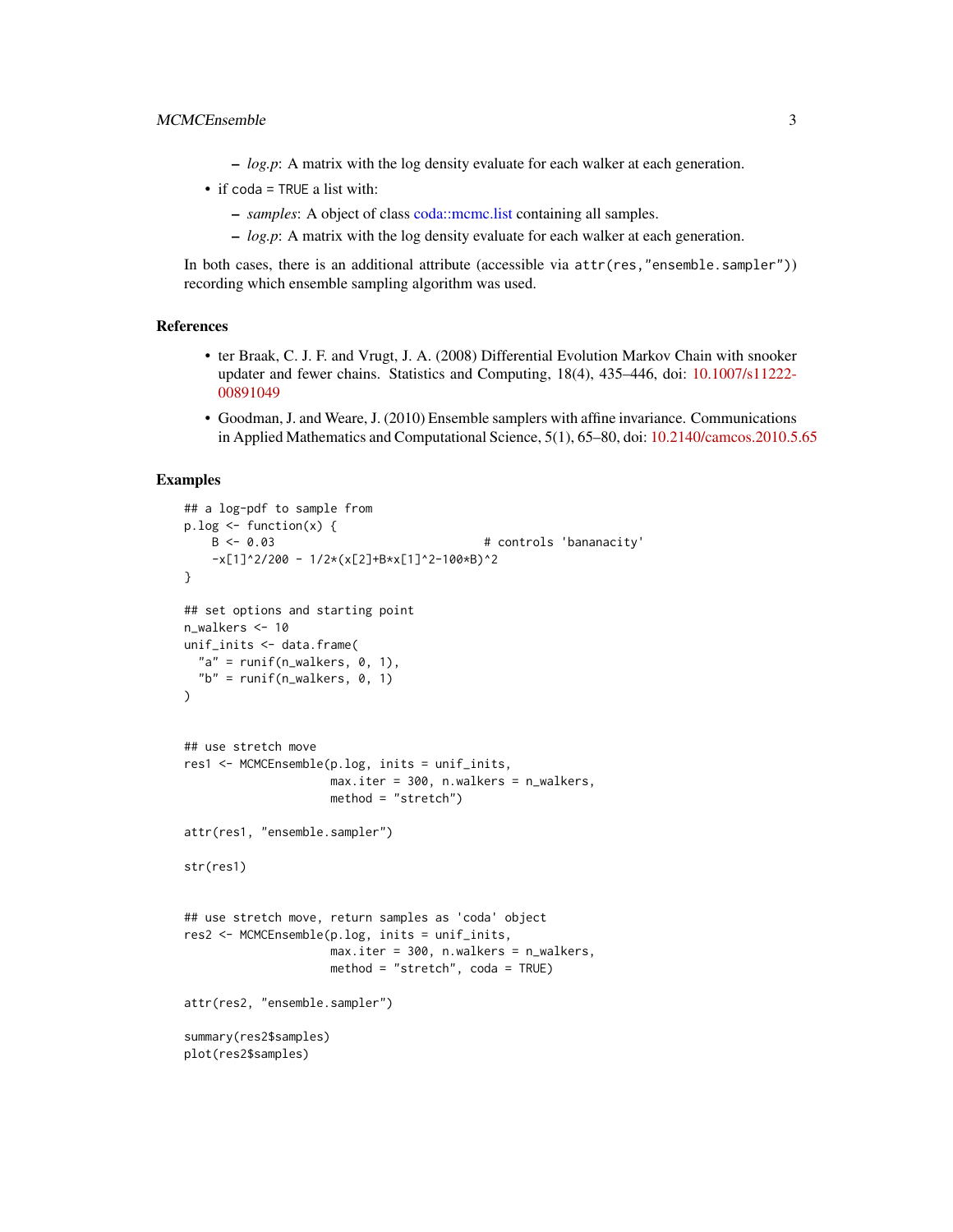- *log.p*: A matrix with the log density evaluate for each walker at each generation.

- if coda = TRUE a list with:
  - *samples*: A object of class coda::mcmc.list containing all samples.
  - *log.p*: A matrix with the log density evaluate for each walker at each generation.

In both cases, there is an additional attribute (accessible via attr(res,"ensemble.sampler")) recording which ensemble sampling algorithm was used.

## References

- ter Braak, C. J. F. and Vrugt, J. A. (2008) Differential Evolution Markov Chain with snooker updater and fewer chains. Statistics and Computing, 18(4), 435–446, doi: 10.1007/s11222-00891049
- Goodman, J. and Weare, J. (2010) Ensemble samplers with affine invariance. Communications in Applied Mathematics and Computational Science, 5(1), 65–80, doi: 10.2140/camcos.2010.5.65

## Examples

```
## a log-pdf to sample from
p.log <- function(x) {
    B <- 0.03                              # controls 'bananacity'
    -x[1]^2/200 - 1/2*(x[2]+B*x[1]^2-100*B)^2
}

## set options and starting point
n_walkers <- 10
unif_inits <- data.frame(
  "a" = runif(n_walkers, 0, 1),
  "b" = runif(n_walkers, 0, 1)
)


## use stretch move
res1 <- MCMCEnsemble(p.log, inits = unif_inits,
                     max.iter = 300, n.walkers = n_walkers,
                     method = "stretch")

attr(res1, "ensemble.sampler")

str(res1)


## use stretch move, return samples as 'coda' object
res2 <- MCMCEnsemble(p.log, inits = unif_inits,
                     max.iter = 300, n.walkers = n_walkers,
                     method = "stretch", coda = TRUE)

attr(res2, "ensemble.sampler")

summary(res2$samples)
plot(res2$samples)
```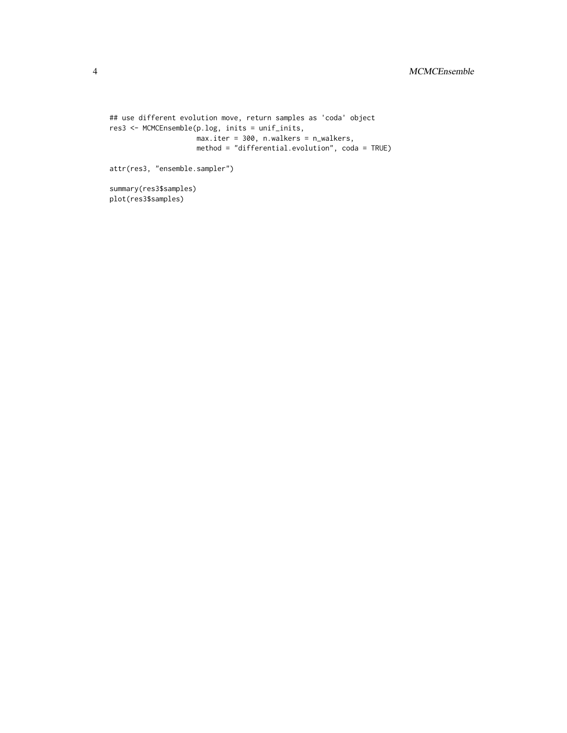```
## use different evolution move, return samples as 'coda' object
res3 <- MCMCEnsemble(p.log, inits = unif_inits,
                     max.iter = 300, n.walkers = n_walkers,
                     method = "differential.evolution", coda = TRUE)

attr(res3, "ensemble.sampler")

summary(res3$samples)
plot(res3$samples)
```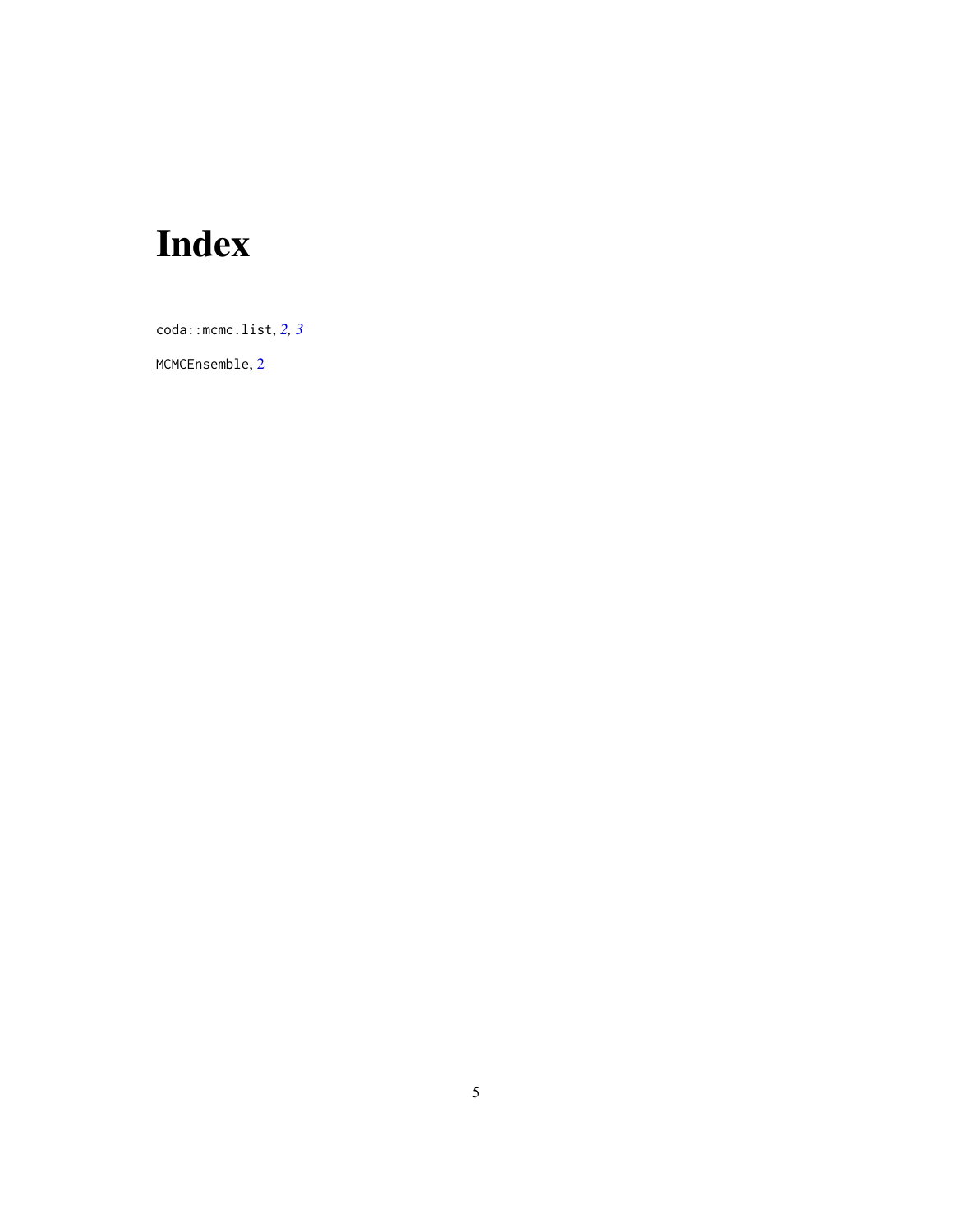# Index

coda::mcmc.list, *2, 3*

MCMCEnsemble, 2